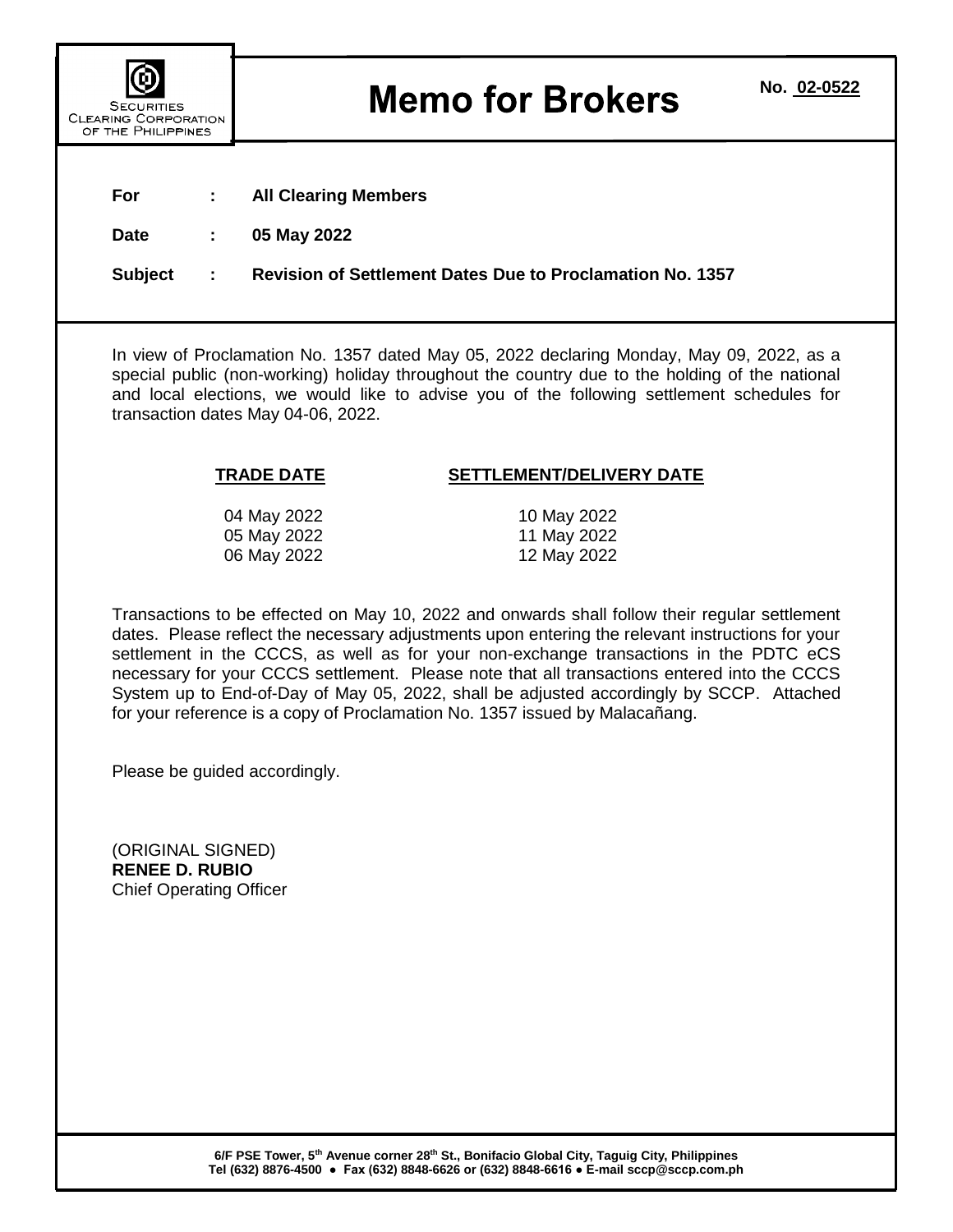Securities Clearing Corporation of the Philippines

# Memo for Brokers

No. 02-0522

**For** : **All Clearing Members**

**Date** : **05 May 2022**

**Subject** : **Revision of Settlement Dates Due to Proclamation No. 1357**

In view of Proclamation No. 1357 dated May 05, 2022 declaring Monday, May 09, 2022, as a special public (non-working) holiday throughout the country due to the holding of the national and local elections, we would like to advise you of the following settlement schedules for transaction dates May 04-06, 2022.

| TRADE DATE | SETTLEMENT/DELIVERY DATE |
|---|---|
| 04 May 2022 | 10 May 2022 |
| 05 May 2022 | 11 May 2022 |
| 06 May 2022 | 12 May 2022 |

Transactions to be effected on May 10, 2022 and onwards shall follow their regular settlement dates. Please reflect the necessary adjustments upon entering the relevant instructions for your settlement in the CCCS, as well as for your non-exchange transactions in the PDTC eCS necessary for your CCCS settlement. Please note that all transactions entered into the CCCS System up to End-of-Day of May 05, 2022, shall be adjusted accordingly by SCCP. Attached for your reference is a copy of Proclamation No. 1357 issued by Malacañang.

Please be guided accordingly.

(ORIGINAL SIGNED)
**RENEE D. RUBIO**
Chief Operating Officer

**6/F PSE Tower, 5th Avenue corner 28th St., Bonifacio Global City, Taguig City, Philippines**
**Tel (632) 8876-4500 ● Fax (632) 8848-6626 or (632) 8848-6616 ● E-mail sccp@sccp.com.ph**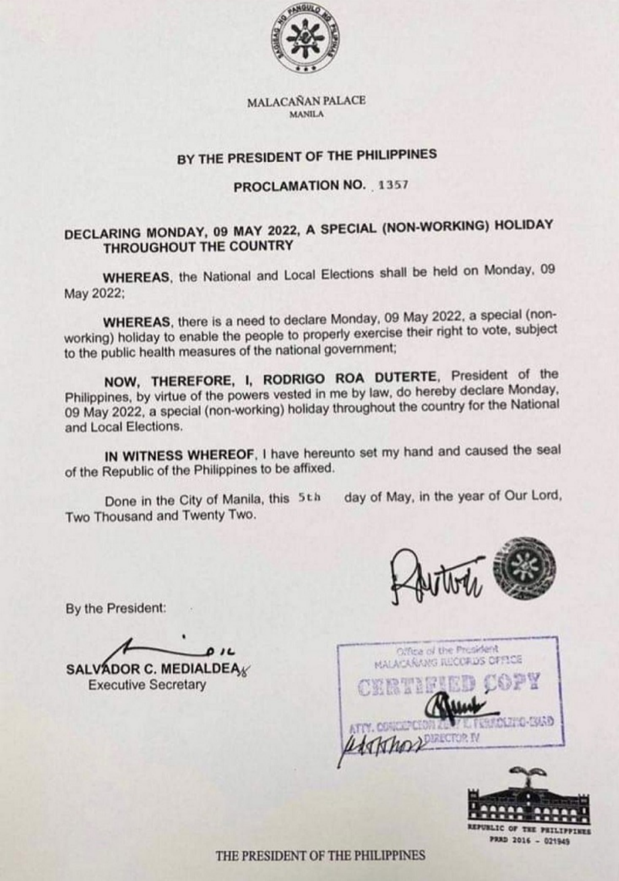MALACAÑAN PALACE
MANILA

## BY THE PRESIDENT OF THE PHILIPPINES

## PROCLAMATION NO. 1357

### DECLARING MONDAY, 09 MAY 2022, A SPECIAL (NON-WORKING) HOLIDAY THROUGHOUT THE COUNTRY

**WHEREAS**, the National and Local Elections shall be held on Monday, 09 May 2022;

**WHEREAS**, there is a need to declare Monday, 09 May 2022, a special (non-working) holiday to enable the people to properly exercise their right to vote, subject to the public health measures of the national government;

**NOW, THEREFORE, I, RODRIGO ROA DUTERTE**, President of the Philippines, by virtue of the powers vested in me by law, do hereby declare Monday, 09 May 2022, a special (non-working) holiday throughout the country for the National and Local Elections.

**IN WITNESS WHEREOF**, I have hereunto set my hand and caused the seal of the Republic of the Philippines to be affixed.

Done in the City of Manila, this 5th day of May, in the year of Our Lord, Two Thousand and Twenty Two.

By the President:

**SALVADOR C. MEDIALDEA**
Executive Secretary

Office of the President
MALACAÑANG RECORDS OFFICE
CERTIFIED COPY
ATTY. CONCEPCION ZENY E. FERROLINO-ENAD
DIRECTOR IV

REPUBLIC OF THE PHILIPPINES
PRRD 2016 - 021949

THE PRESIDENT OF THE PHILIPPINES